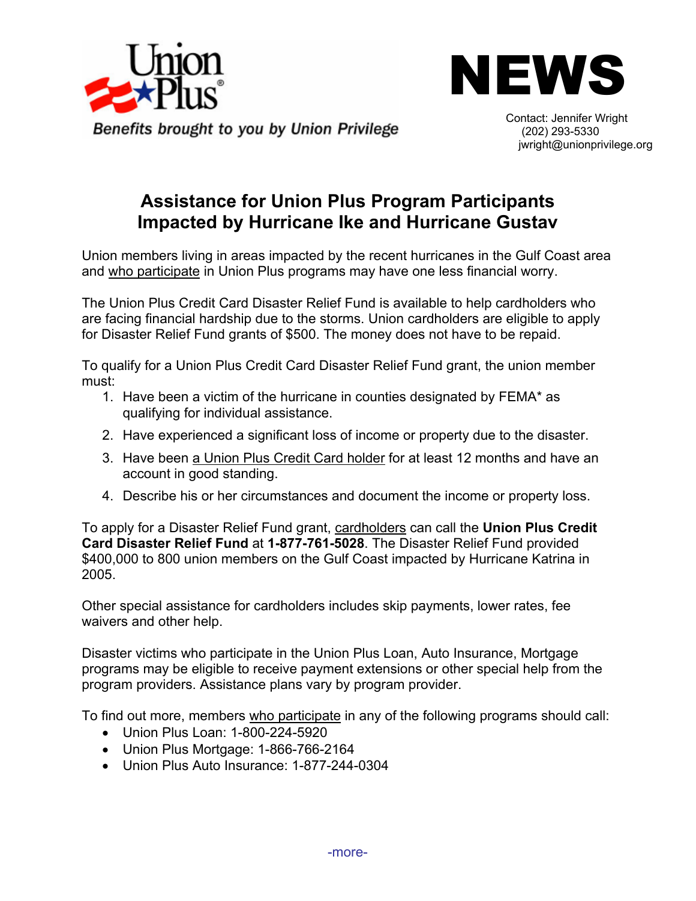Union Plus

*Benefits brought to you by Union Privilege*

# NEWS

Contact: Jennifer Wright
(202) 293-5330
jwright@unionprivilege.org

## Assistance for Union Plus Program Participants Impacted by Hurricane Ike and Hurricane Gustav

Union members living in areas impacted by the recent hurricanes in the Gulf Coast area and who participate in Union Plus programs may have one less financial worry.

The Union Plus Credit Card Disaster Relief Fund is available to help cardholders who are facing financial hardship due to the storms. Union cardholders are eligible to apply for Disaster Relief Fund grants of $500. The money does not have to be repaid.

To qualify for a Union Plus Credit Card Disaster Relief Fund grant, the union member must:

1. Have been a victim of the hurricane in counties designated by FEMA* as qualifying for individual assistance.
2. Have experienced a significant loss of income or property due to the disaster.
3. Have been a Union Plus Credit Card holder for at least 12 months and have an account in good standing.
4. Describe his or her circumstances and document the income or property loss.

To apply for a Disaster Relief Fund grant, cardholders can call the **Union Plus Credit Card Disaster Relief Fund** at **1-877-761-5028**. The Disaster Relief Fund provided $400,000 to 800 union members on the Gulf Coast impacted by Hurricane Katrina in 2005.

Other special assistance for cardholders includes skip payments, lower rates, fee waivers and other help.

Disaster victims who participate in the Union Plus Loan, Auto Insurance, Mortgage programs may be eligible to receive payment extensions or other special help from the program providers. Assistance plans vary by program provider.

To find out more, members who participate in any of the following programs should call:

- Union Plus Loan: 1-800-224-5920
- Union Plus Mortgage: 1-866-766-2164
- Union Plus Auto Insurance: 1-877-244-0304

-more-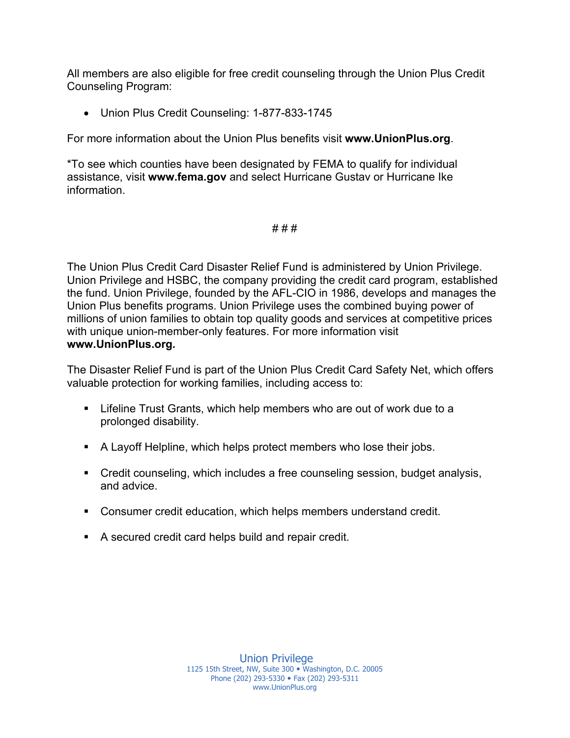All members are also eligible for free credit counseling through the Union Plus Credit Counseling Program:

- Union Plus Credit Counseling: 1-877-833-1745

For more information about the Union Plus benefits visit **www.UnionPlus.org**.

*To see which counties have been designated by FEMA to qualify for individual assistance, visit **www.fema.gov** and select Hurricane Gustav or Hurricane Ike information.

###

The Union Plus Credit Card Disaster Relief Fund is administered by Union Privilege. Union Privilege and HSBC, the company providing the credit card program, established the fund. Union Privilege, founded by the AFL-CIO in 1986, develops and manages the Union Plus benefits programs. Union Privilege uses the combined buying power of millions of union families to obtain top quality goods and services at competitive prices with unique union-member-only features. For more information visit **www.UnionPlus.org.**

The Disaster Relief Fund is part of the Union Plus Credit Card Safety Net, which offers valuable protection for working families, including access to:

- Lifeline Trust Grants, which help members who are out of work due to a prolonged disability.
- A Layoff Helpline, which helps protect members who lose their jobs.
- Credit counseling, which includes a free counseling session, budget analysis, and advice.
- Consumer credit education, which helps members understand credit.
- A secured credit card helps build and repair credit.

Union Privilege
1125 15th Street, NW, Suite 300 • Washington, D.C. 20005
Phone (202) 293-5330 • Fax (202) 293-5311
www.UnionPlus.org